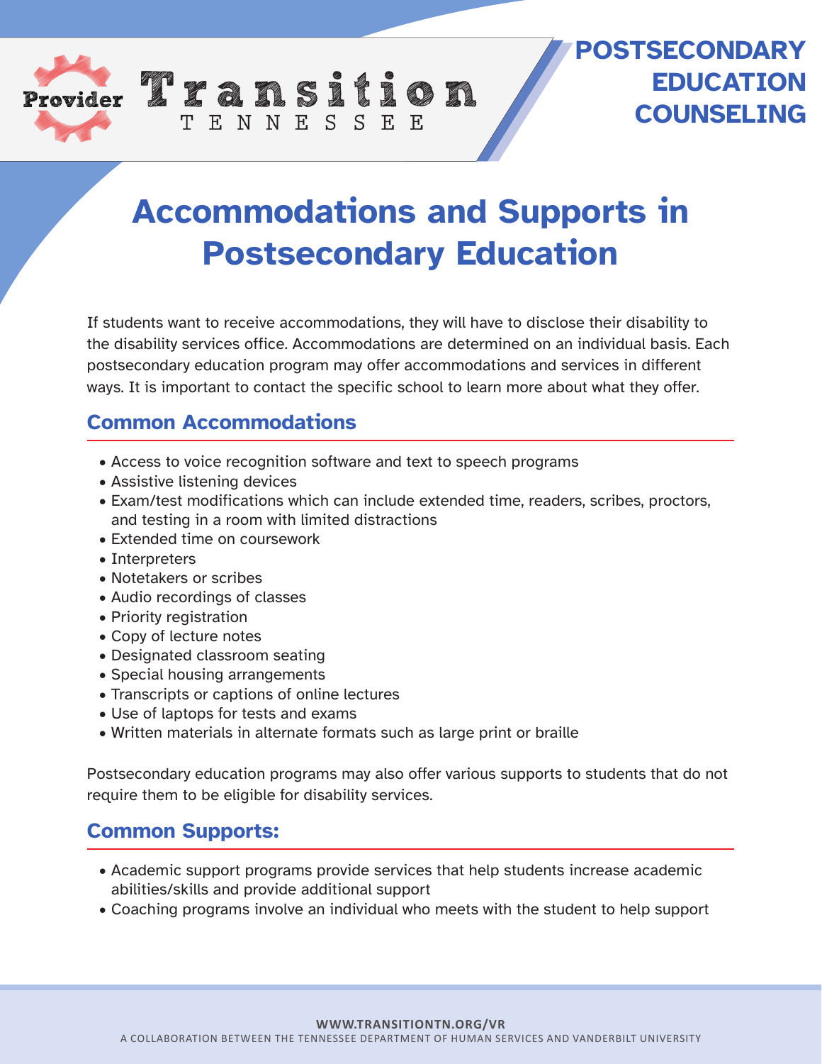Provider Transition TENNESSEE

**POSTSECONDARY EDUCATION COUNSELING**

# Accommodations and Supports in Postsecondary Education

If students want to receive accommodations, they will have to disclose their disability to the disability services office. Accommodations are determined on an individual basis. Each postsecondary education program may offer accommodations and services in different ways. It is important to contact the specific school to learn more about what they offer.

## Common Accommodations

- Access to voice recognition software and text to speech programs
- Assistive listening devices
- Exam/test modifications which can include extended time, readers, scribes, proctors, and testing in a room with limited distractions
- Extended time on coursework
- Interpreters
- Notetakers or scribes
- Audio recordings of classes
- Priority registration
- Copy of lecture notes
- Designated classroom seating
- Special housing arrangements
- Transcripts or captions of online lectures
- Use of laptops for tests and exams
- Written materials in alternate formats such as large print or braille

Postsecondary education programs may also offer various supports to students that do not require them to be eligible for disability services.

## Common Supports:

- Academic support programs provide services that help students increase academic abilities/skills and provide additional support
- Coaching programs involve an individual who meets with the student to help support

WWW.TRANSITIONTN.ORG/VR

A COLLABORATION BETWEEN THE TENNESSEE DEPARTMENT OF HUMAN SERVICES AND VANDERBILT UNIVERSITY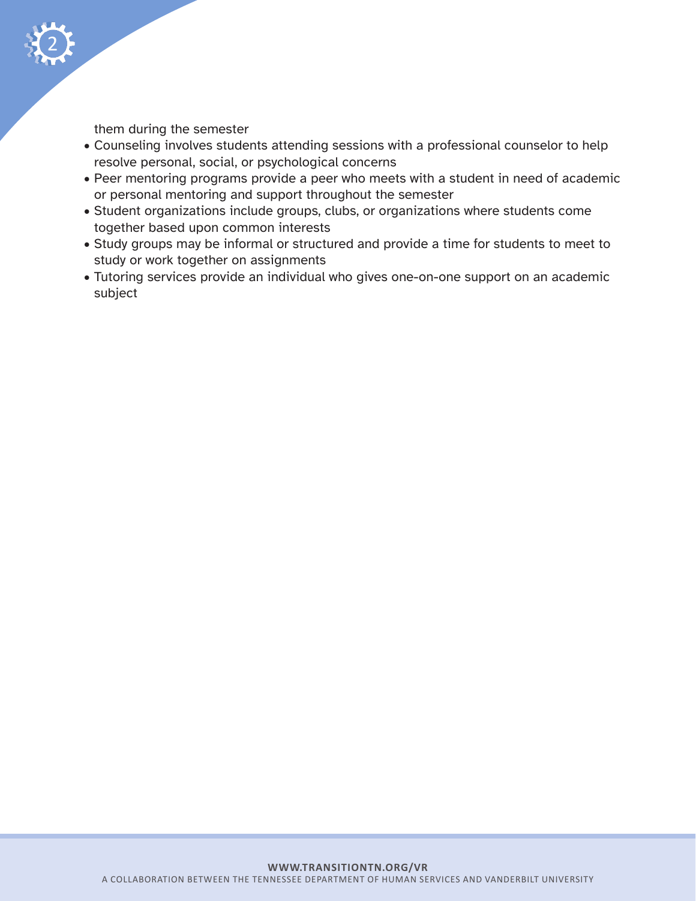them during the semester

- Counseling involves students attending sessions with a professional counselor to help resolve personal, social, or psychological concerns
- Peer mentoring programs provide a peer who meets with a student in need of academic or personal mentoring and support throughout the semester
- Student organizations include groups, clubs, or organizations where students come together based upon common interests
- Study groups may be informal or structured and provide a time for students to meet to study or work together on assignments
- Tutoring services provide an individual who gives one-on-one support on an academic subject